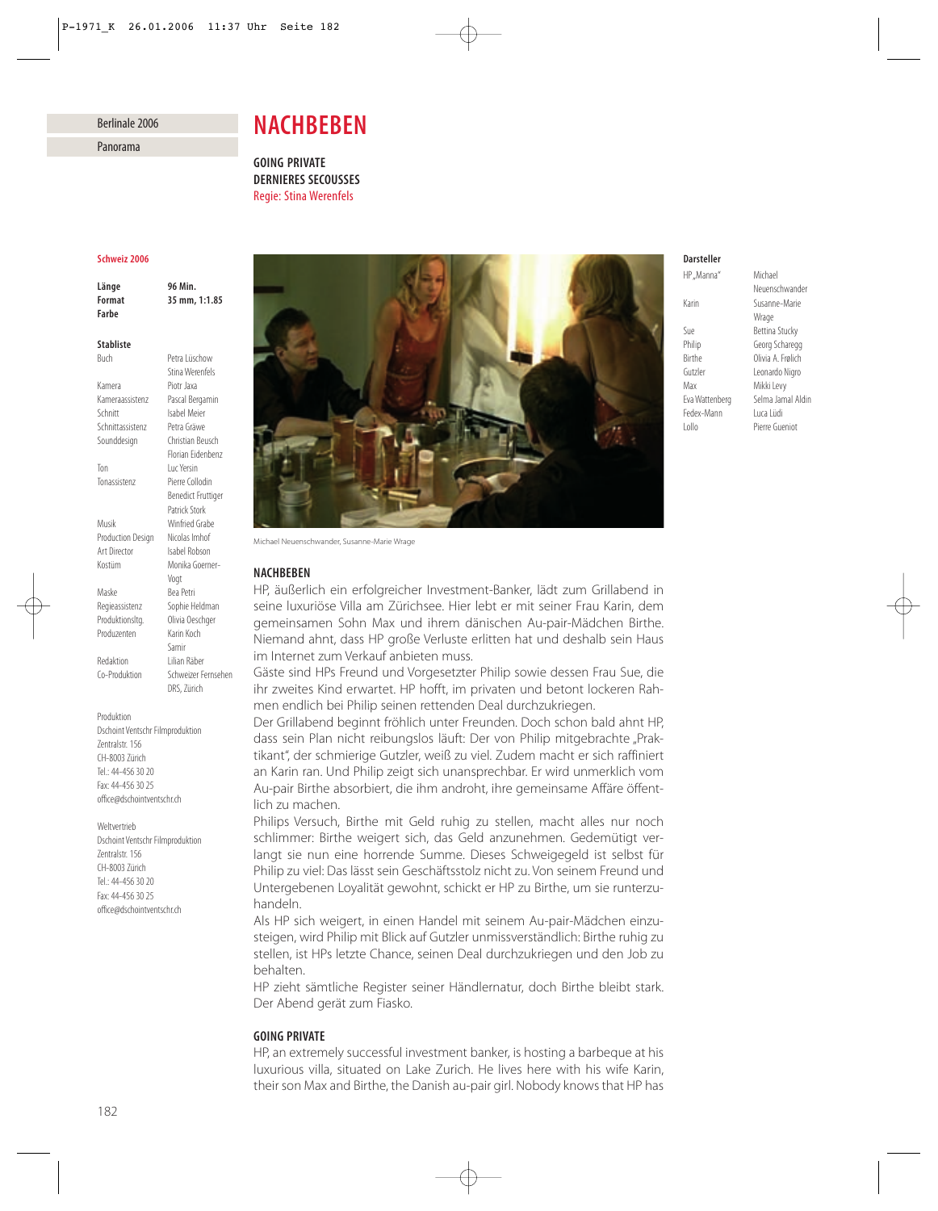Berlinale 2006

Panorama

# NACHBEBEN

**GOING PRIVATE**
**DERNIERES SECOUSSES**
Regie: Stina Werenfels

**Schweiz 2006**

| | |
|---|---|
| **Länge** | **96 Min.** |
| **Format** | **35 mm, 1:1.85** |
| **Farbe** | |

**Stabliste**

| | |
|---|---|
| Buch | Petra Lüschow, Stina Werenfels |
| Kamera | Piotr Jaxa |
| Kameraassistenz | Pascal Bergamin |
| Schnitt | Isabel Meier |
| Schnittassistenz | Petra Gräwe |
| Sounddesign | Christian Beusch, Florian Eidenbenz |
| Ton | Luc Yersin |
| Tonassistenz | Pierre Collodin, Benedict Fruttiger, Patrick Stork |
| Musik | Winfried Grabe |
| Production Design | Nicolas Imhof |
| Art Director | Isabel Robson |
| Kostüm | Monika Goerner-Vogt |
| Maske | Bea Petri |
| Regieassistenz | Sophie Heldman |
| Produktionsltg. | Olivia Oeschger |
| Produzenten | Karin Koch, Samir |
| Redaktion | Lilian Räber |
| Co-Produktion | Schweizer Fernsehen DRS, Zürich |

Produktion
Dschoint Ventschr Filmproduktion
Zentralstr. 156
CH-8003 Zürich
Tel.: 44-456 30 20
Fax: 44-456 30 25
office@dschointventschr.ch

Weltvertrieb
Dschoint Ventschr Filmproduktion
Zentralstr. 156
CH-8003 Zürich
Tel.: 44-456 30 20
Fax: 44-456 30 25
office@dschointventschr.ch

Michael Neuenschwander, Susanne-Marie Wrage

**Darsteller**

| | |
|---|---|
| HP „Manna" | Michael Neuenschwander |
| Karin | Susanne-Marie Wrage |
| Sue | Bettina Stucky |
| Philip | Georg Scharegg |
| Birthe | Olivia A. Frølich |
| Gutzler | Leonardo Nigro |
| Max | Mikki Levy |
| Eva Wattenberg | Selma Jamal Aldin |
| Fedex-Mann | Luca Lüdi |
| Lollo | Pierre Gueniot |

## NACHBEBEN

HP, äußerlich ein erfolgreicher Investment-Banker, lädt zum Grillabend in seine luxuriöse Villa am Zürichsee. Hier lebt er mit seiner Frau Karin, dem gemeinsamen Sohn Max und ihrem dänischen Au-pair-Mädchen Birthe. Niemand ahnt, dass HP große Verluste erlitten hat und deshalb sein Haus im Internet zum Verkauf anbieten muss.

Gäste sind HPs Freund und Vorgesetzter Philip sowie dessen Frau Sue, die ihr zweites Kind erwartet. HP hofft, im privaten und betont lockeren Rahmen endlich bei Philip seinen rettenden Deal durchzukriegen.

Der Grillabend beginnt fröhlich unter Freunden. Doch schon bald ahnt HP, dass sein Plan nicht reibungslos läuft: Der von Philip mitgebrachte „Praktikant", der schmierige Gutzler, weiß zu viel. Zudem macht er sich raffiniert an Karin ran. Und Philip zeigt sich unansprechbar. Er wird unmerklich vom Au-pair Birthe absorbiert, die ihm androht, ihre gemeinsame Affäre öffentlich zu machen.

Philips Versuch, Birthe mit Geld ruhig zu stellen, macht alles nur noch schlimmer: Birthe weigert sich, das Geld anzunehmen. Gedemütigt verlangt sie nun eine horrende Summe. Dieses Schweigegeld ist selbst für Philip zu viel: Das lässt sein Geschäftsstolz nicht zu. Von seinem Freund und Untergebenen Loyalität gewohnt, schickt er HP zu Birthe, um sie runterzuhandeln.

Als HP sich weigert, in einen Handel mit seinem Au-pair-Mädchen einzusteigen, wird Philip mit Blick auf Gutzler unmissverständlich: Birthe ruhig zu stellen, ist HPs letzte Chance, seinen Deal durchzukriegen und den Job zu behalten.

HP zieht sämtliche Register seiner Händlernatur, doch Birthe bleibt stark. Der Abend gerät zum Fiasko.

## GOING PRIVATE

HP, an extremely successful investment banker, is hosting a barbeque at his luxurious villa, situated on Lake Zurich. He lives here with his wife Karin, their son Max and Birthe, the Danish au-pair girl. Nobody knows that HP has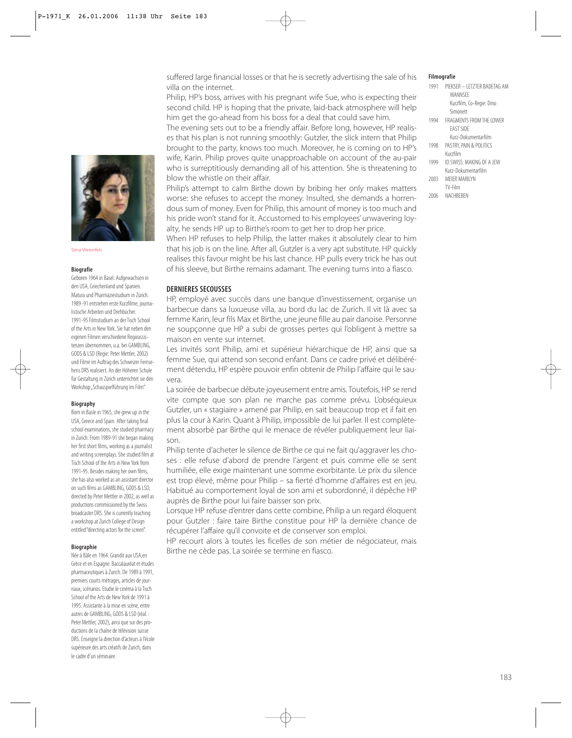suffered large financial losses or that he is secretly advertising the sale of his villa on the internet.

Philip, HP's boss, arrives with his pregnant wife Sue, who is expecting their second child. HP is hoping that the private, laid-back atmosphere will help him get the go-ahead from his boss for a deal that could save him.

The evening sets out to be a friendly affair. Before long, however, HP realises that his plan is not running smoothly: Gutzler, the slick intern that Philip brought to the party, knows too much. Moreover, he is coming on to HP's wife, Karin. Philip proves quite unapproachable on account of the au-pair who is surreptitiously demanding all of his attention. She is threatening to blow the whistle on their affair.

Philip's attempt to calm Birthe down by bribing her only makes matters worse: she refuses to accept the money. Insulted, she demands a horrendous sum of money. Even for Philip, this amount of money is too much and his pride won't stand for it. Accustomed to his employees' unwavering loyalty, he sends HP up to Birthe's room to get her to drop her price.

When HP refuses to help Philip, the latter makes it absolutely clear to him that his job is on the line. After all, Gutzler is a very apt substitute. HP quickly realises this favour might be his last chance. HP pulls every trick he has out of his sleeve, but Birthe remains adamant. The evening turns into a fiasco.

## DERNIERES SECOUSSES

HP, employé avec succès dans une banque d'investissement, organise un barbecue dans sa luxueuse villa, au bord du lac de Zurich. Il vit là avec sa femme Karin, leur fils Max et Birthe, une jeune fille au pair danoise. Personne ne soupçonne que HP a subi de grosses pertes qui l'obligent à mettre sa maison en vente sur internet.

Les invités sont Philip, ami et supérieur hiérarchique de HP, ainsi que sa femme Sue, qui attend son second enfant. Dans ce cadre privé et délibérément détendu, HP espère pouvoir enfin obtenir de Philip l'affaire qui le sauvera.

La soirée de barbecue débute joyeusement entre amis. Toutefois, HP se rend vite compte que son plan ne marche pas comme prévu. L'obséquieux Gutzler, un « stagiaire » amené par Philip, en sait beaucoup trop et il fait en plus la cour à Karin. Quant à Philip, impossible de lui parler. Il est complètement absorbé par Birthe qui le menace de révéler publiquement leur liaison.

Philip tente d'acheter le silence de Birthe ce qui ne fait qu'aggraver les choses : elle refuse d'abord de prendre l'argent et puis comme elle se sent humiliée, elle exige maintenant une somme exorbitante. Le prix du silence est trop élevé, même pour Philip – sa fierté d'homme d'affaires est en jeu. Habitué au comportement loyal de son ami et subordonné, il dépêche HP auprès de Birthe pour lui faire baisser son prix.

Lorsque HP refuse d'entrer dans cette combine, Philip a un regard éloquent pour Gutzler : faire taire Birthe constitue pour HP la dernière chance de récupérer l'affaire qu'il convoite et de conserver son emploi.

HP recourt alors à toutes les ficelles de son métier de négociateur, mais Birthe ne cède pas. La soirée se termine en fiasco.

Stina Werenfels

**Biografie**

Geboren 1964 in Basel. Aufgewachsen in den USA, Griechenland und Spanien. Matura und Pharmaziestudium in Zürich. 1989-91 entstehen erste Kurzfilme, journalistische Arbeiten und Drehbücher. 1991-95 Filmstudium an der Tisch School of the Arts in New York. Sie hat neben den eigenen Filmen verschiedene Regieassistenzen übernommen, u.a. bei GAMBLING, GODS & LSD (Regie: Peter Mettler, 2002) und Filme im Auftrag des Schweizer Fernsehens DRS realisiert. An der Höheren Schule für Gestaltung in Zürich unterrichtet sie den Workshop „Schauspielführung im Film".

**Biography**

Born in Basle in 1965, she grew up in the USA, Greece and Spain. After taking final school examinations, she studied pharmacy in Zurich. From 1989-91 she began making her first short films, working as a journalist and writing screenplays. She studied film at Tisch School of the Arts in New York from 1991-95. Besides making her own films, she has also worked as an assistant director on such films as GAMBLING, GODS & LSD, directed by Peter Mettler in 2002, as well as productions commissioned by the Swiss broadcaster DRS. She is currently teaching a workshop at Zurich College of Design entitled "directing actors for the screen".

**Biographie**

Née à Bâle en 1964. Grandit aux USA,en Grèce et en Espagne. Baccalauréat et études pharmaceutiques à Zurich. De 1989 à 1991, premiers courts métrages, articles de journaux, scénarios. Etudie le cinéma à la Tisch School of the Arts de New York de 1991 à 1995. Assistante à la mise en scène, entre autres de GAMBLING, GODS & LSD (réal. : Peter Mettler, 2002), ainsi que sur des productions de la chaîne de télévision suisse DRS. Enseigne la direction d'acteurs à l'école supérieure des arts créatifs de Zurich, dans le cadre d'un séminaire.

**Filmografie**

| | |
|---|---|
| 1991 | PIEKSER – LETZTER BADETAG AM WANNSEE<br>Kurzfilm, Co-Regie: Dino Simonett |
| 1994 | FRAGMENTS FROM THE LOWER EAST SIDE<br>Kurz-Dokumentarfilm |
| 1998 | PASTRY, PAIN & POLITICS<br>Kurzfilm |
| 1999 | ID SWISS: MAKING OF A JEW<br>Kurz-Dokumentarfilm |
| 2003 | MEIER MARILYN<br>TV-Film |
| 2006 | NACHBEBEN |